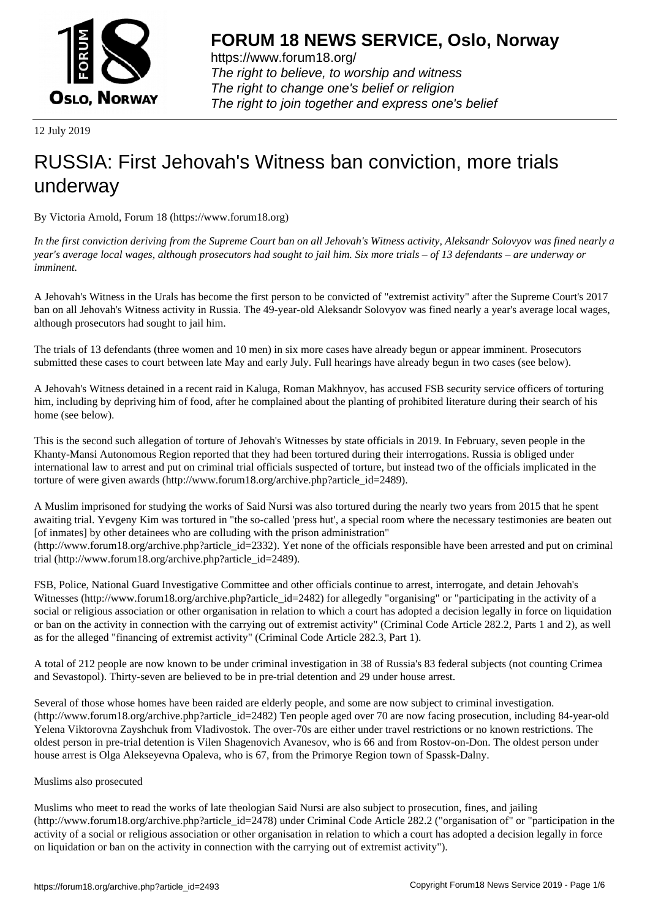**FORUM 18 NEWS SERVICE, Oslo, Norway**

https://www.forum18.org/
*The right to believe, to worship and witness*
*The right to change one's belief or religion*
*The right to join together and express one's belief*

12 July 2019

# RUSSIA: First Jehovah's Witness ban conviction, more trials underway

By Victoria Arnold, Forum 18 (https://www.forum18.org)

*In the first conviction deriving from the Supreme Court ban on all Jehovah's Witness activity, Aleksandr Solovyov was fined nearly a year's average local wages, although prosecutors had sought to jail him. Six more trials – of 13 defendants – are underway or imminent.*

A Jehovah's Witness in the Urals has become the first person to be convicted of "extremist activity" after the Supreme Court's 2017 ban on all Jehovah's Witness activity in Russia. The 49-year-old Aleksandr Solovyov was fined nearly a year's average local wages, although prosecutors had sought to jail him.

The trials of 13 defendants (three women and 10 men) in six more cases have already begun or appear imminent. Prosecutors submitted these cases to court between late May and early July. Full hearings have already begun in two cases (see below).

A Jehovah's Witness detained in a recent raid in Kaluga, Roman Makhnyov, has accused FSB security service officers of torturing him, including by depriving him of food, after he complained about the planting of prohibited literature during their search of his home (see below).

This is the second such allegation of torture of Jehovah's Witnesses by state officials in 2019. In February, seven people in the Khanty-Mansi Autonomous Region reported that they had been tortured during their interrogations. Russia is obliged under international law to arrest and put on criminal trial officials suspected of torture, but instead two of the officials implicated in the torture of were given awards (http://www.forum18.org/archive.php?article_id=2489).

A Muslim imprisoned for studying the works of Said Nursi was also tortured during the nearly two years from 2015 that he spent awaiting trial. Yevgeny Kim was tortured in "the so-called 'press hut', a special room where the necessary testimonies are beaten out [of inmates] by other detainees who are colluding with the prison administration" (http://www.forum18.org/archive.php?article_id=2332). Yet none of the officials responsible have been arrested and put on criminal trial (http://www.forum18.org/archive.php?article_id=2489).

FSB, Police, National Guard Investigative Committee and other officials continue to arrest, interrogate, and detain Jehovah's Witnesses (http://www.forum18.org/archive.php?article_id=2482) for allegedly "organising" or "participating in the activity of a social or religious association or other organisation in relation to which a court has adopted a decision legally in force on liquidation or ban on the activity in connection with the carrying out of extremist activity" (Criminal Code Article 282.2, Parts 1 and 2), as well as for the alleged "financing of extremist activity" (Criminal Code Article 282.3, Part 1).

A total of 212 people are now known to be under criminal investigation in 38 of Russia's 83 federal subjects (not counting Crimea and Sevastopol). Thirty-seven are believed to be in pre-trial detention and 29 under house arrest.

Several of those whose homes have been raided are elderly people, and some are now subject to criminal investigation. (http://www.forum18.org/archive.php?article_id=2482) Ten people aged over 70 are now facing prosecution, including 84-year-old Yelena Viktorovna Zayshchuk from Vladivostok. The over-70s are either under travel restrictions or no known restrictions. The oldest person in pre-trial detention is Vilen Shagenovich Avanesov, who is 66 and from Rostov-on-Don. The oldest person under house arrest is Olga Alekseyevna Opaleva, who is 67, from the Primorye Region town of Spassk-Dalny.

## Muslims also prosecuted

Muslims who meet to read the works of late theologian Said Nursi are also subject to prosecution, fines, and jailing (http://www.forum18.org/archive.php?article_id=2478) under Criminal Code Article 282.2 ("organisation of" or "participation in the activity of a social or religious association or other organisation in relation to which a court has adopted a decision legally in force on liquidation or ban on the activity in connection with the carrying out of extremist activity").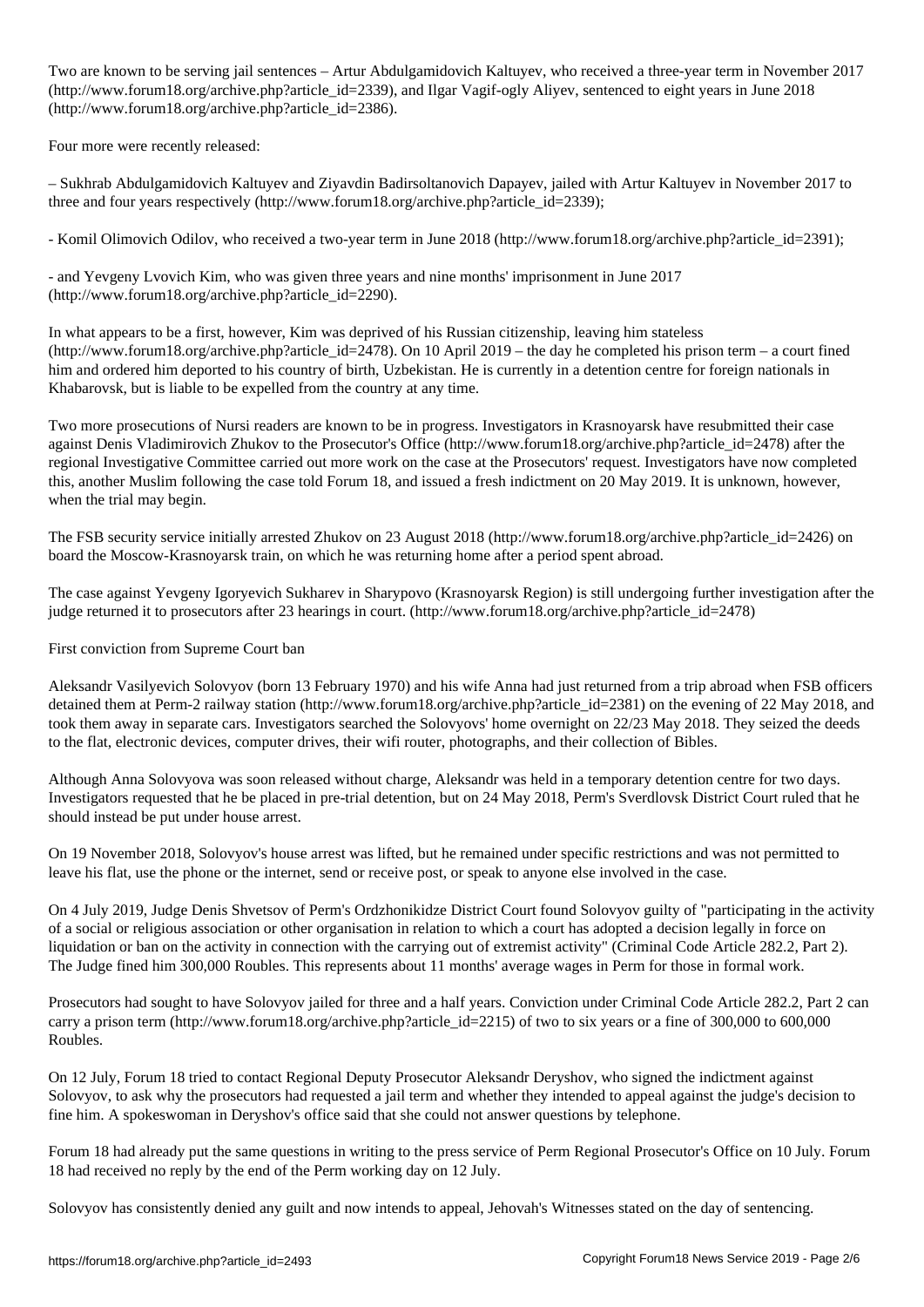Two are known to be serving jail sentences – Artur Abdulgamidovich Kaltuyev, who received a three-year term in November 2017 (http://www.forum18.org/archive.php?article_id=2339), and Ilgar Vagif-ogly Aliyev, sentenced to eight years in June 2018 (http://www.forum18.org/archive.php?article_id=2386).

Four more were recently released:

– Sukhrab Abdulgamidovich Kaltuyev and Ziyavdin Badirsoltanovich Dapayev, jailed with Artur Kaltuyev in November 2017 to three and four years respectively (http://www.forum18.org/archive.php?article_id=2339);

- Komil Olimovich Odilov, who received a two-year term in June 2018 (http://www.forum18.org/archive.php?article_id=2391);

- and Yevgeny Lvovich Kim, who was given three years and nine months' imprisonment in June 2017 (http://www.forum18.org/archive.php?article_id=2290).

In what appears to be a first, however, Kim was deprived of his Russian citizenship, leaving him stateless (http://www.forum18.org/archive.php?article_id=2478). On 10 April 2019 – the day he completed his prison term – a court fined him and ordered him deported to his country of birth, Uzbekistan. He is currently in a detention centre for foreign nationals in Khabarovsk, but is liable to be expelled from the country at any time.

Two more prosecutions of Nursi readers are known to be in progress. Investigators in Krasnoyarsk have resubmitted their case against Denis Vladimirovich Zhukov to the Prosecutor's Office (http://www.forum18.org/archive.php?article_id=2478) after the regional Investigative Committee carried out more work on the case at the Prosecutors' request. Investigators have now completed this, another Muslim following the case told Forum 18, and issued a fresh indictment on 20 May 2019. It is unknown, however, when the trial may begin.

The FSB security service initially arrested Zhukov on 23 August 2018 (http://www.forum18.org/archive.php?article_id=2426) on board the Moscow-Krasnoyarsk train, on which he was returning home after a period spent abroad.

The case against Yevgeny Igoryevich Sukharev in Sharypovo (Krasnoyarsk Region) is still undergoing further investigation after the judge returned it to prosecutors after 23 hearings in court. (http://www.forum18.org/archive.php?article_id=2478)

## First conviction from Supreme Court ban

Aleksandr Vasilyevich Solovyov (born 13 February 1970) and his wife Anna had just returned from a trip abroad when FSB officers detained them at Perm-2 railway station (http://www.forum18.org/archive.php?article_id=2381) on the evening of 22 May 2018, and took them away in separate cars. Investigators searched the Solovyovs' home overnight on 22/23 May 2018. They seized the deeds to the flat, electronic devices, computer drives, their wifi router, photographs, and their collection of Bibles.

Although Anna Solovyova was soon released without charge, Aleksandr was held in a temporary detention centre for two days. Investigators requested that he be placed in pre-trial detention, but on 24 May 2018, Perm's Sverdlovsk District Court ruled that he should instead be put under house arrest.

On 19 November 2018, Solovyov's house arrest was lifted, but he remained under specific restrictions and was not permitted to leave his flat, use the phone or the internet, send or receive post, or speak to anyone else involved in the case.

On 4 July 2019, Judge Denis Shvetsov of Perm's Ordzhonikidze District Court found Solovyov guilty of "participating in the activity of a social or religious association or other organisation in relation to which a court has adopted a decision legally in force on liquidation or ban on the activity in connection with the carrying out of extremist activity" (Criminal Code Article 282.2, Part 2). The Judge fined him 300,000 Roubles. This represents about 11 months' average wages in Perm for those in formal work.

Prosecutors had sought to have Solovyov jailed for three and a half years. Conviction under Criminal Code Article 282.2, Part 2 can carry a prison term (http://www.forum18.org/archive.php?article_id=2215) of two to six years or a fine of 300,000 to 600,000 Roubles.

On 12 July, Forum 18 tried to contact Regional Deputy Prosecutor Aleksandr Deryshov, who signed the indictment against Solovyov, to ask why the prosecutors had requested a jail term and whether they intended to appeal against the judge's decision to fine him. A spokeswoman in Deryshov's office said that she could not answer questions by telephone.

Forum 18 had already put the same questions in writing to the press service of Perm Regional Prosecutor's Office on 10 July. Forum 18 had received no reply by the end of the Perm working day on 12 July.

Solovyov has consistently denied any guilt and now intends to appeal, Jehovah's Witnesses stated on the day of sentencing.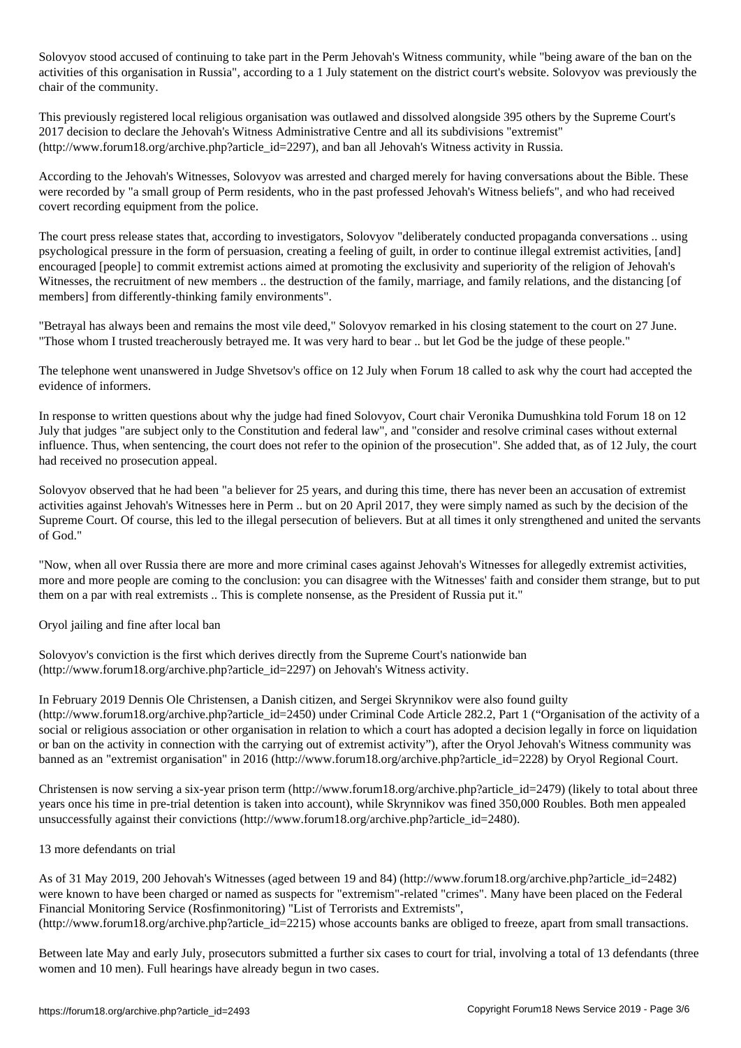Solovyov stood accused of continuing to take part in the Perm Jehovah's Witness community, while "being aware of the ban on the activities of this organisation in Russia", according to a 1 July statement on the district court's website. Solovyov was previously the chair of the community.

This previously registered local religious organisation was outlawed and dissolved alongside 395 others by the Supreme Court's 2017 decision to declare the Jehovah's Witness Administrative Centre and all its subdivisions "extremist" (http://www.forum18.org/archive.php?article_id=2297), and ban all Jehovah's Witness activity in Russia.

According to the Jehovah's Witnesses, Solovyov was arrested and charged merely for having conversations about the Bible. These were recorded by "a small group of Perm residents, who in the past professed Jehovah's Witness beliefs", and who had received covert recording equipment from the police.

The court press release states that, according to investigators, Solovyov "deliberately conducted propaganda conversations .. using psychological pressure in the form of persuasion, creating a feeling of guilt, in order to continue illegal extremist activities, [and] encouraged [people] to commit extremist actions aimed at promoting the exclusivity and superiority of the religion of Jehovah's Witnesses, the recruitment of new members .. the destruction of the family, marriage, and family relations, and the distancing [of members] from differently-thinking family environments".

"Betrayal has always been and remains the most vile deed," Solovyov remarked in his closing statement to the court on 27 June. "Those whom I trusted treacherously betrayed me. It was very hard to bear .. but let God be the judge of these people."

The telephone went unanswered in Judge Shvetsov's office on 12 July when Forum 18 called to ask why the court had accepted the evidence of informers.

In response to written questions about why the judge had fined Solovyov, Court chair Veronika Dumushkina told Forum 18 on 12 July that judges "are subject only to the Constitution and federal law", and "consider and resolve criminal cases without external influence. Thus, when sentencing, the court does not refer to the opinion of the prosecution". She added that, as of 12 July, the court had received no prosecution appeal.

Solovyov observed that he had been "a believer for 25 years, and during this time, there has never been an accusation of extremist activities against Jehovah's Witnesses here in Perm .. but on 20 April 2017, they were simply named as such by the decision of the Supreme Court. Of course, this led to the illegal persecution of believers. But at all times it only strengthened and united the servants of God."

"Now, when all over Russia there are more and more criminal cases against Jehovah's Witnesses for allegedly extremist activities, more and more people are coming to the conclusion: you can disagree with the Witnesses' faith and consider them strange, but to put them on a par with real extremists .. This is complete nonsense, as the President of Russia put it."

## Oryol jailing and fine after local ban

Solovyov's conviction is the first which derives directly from the Supreme Court's nationwide ban (http://www.forum18.org/archive.php?article_id=2297) on Jehovah's Witness activity.

In February 2019 Dennis Ole Christensen, a Danish citizen, and Sergei Skrynnikov were also found guilty (http://www.forum18.org/archive.php?article_id=2450) under Criminal Code Article 282.2, Part 1 ("Organisation of the activity of a social or religious association or other organisation in relation to which a court has adopted a decision legally in force on liquidation or ban on the activity in connection with the carrying out of extremist activity"), after the Oryol Jehovah's Witness community was banned as an "extremist organisation" in 2016 (http://www.forum18.org/archive.php?article_id=2228) by Oryol Regional Court.

Christensen is now serving a six-year prison term (http://www.forum18.org/archive.php?article_id=2479) (likely to total about three years once his time in pre-trial detention is taken into account), while Skrynnikov was fined 350,000 Roubles. Both men appealed unsuccessfully against their convictions (http://www.forum18.org/archive.php?article_id=2480).

## 13 more defendants on trial

As of 31 May 2019, 200 Jehovah's Witnesses (aged between 19 and 84) (http://www.forum18.org/archive.php?article_id=2482) were known to have been charged or named as suspects for "extremism"-related "crimes". Many have been placed on the Federal Financial Monitoring Service (Rosfinmonitoring) "List of Terrorists and Extremists", (http://www.forum18.org/archive.php?article_id=2215) whose accounts banks are obliged to freeze, apart from small transactions.

Between late May and early July, prosecutors submitted a further six cases to court for trial, involving a total of 13 defendants (three women and 10 men). Full hearings have already begun in two cases.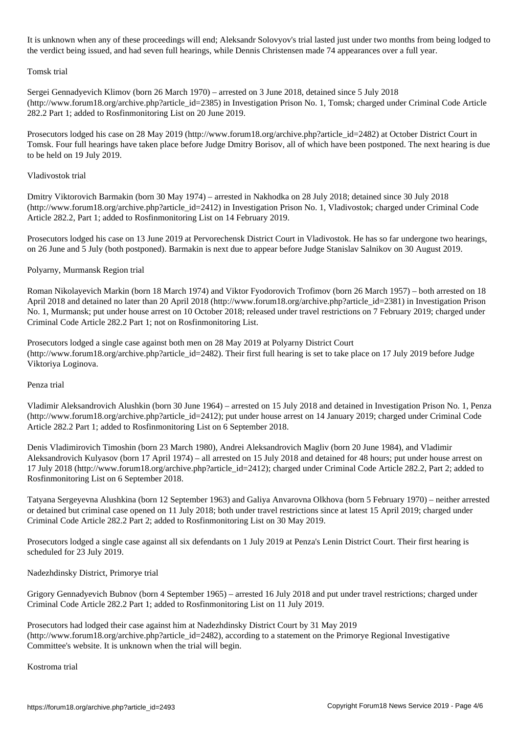It is unknown when any of these proceedings will end; Aleksandr Solovyov's trial lasted just under two months from being lodged to the verdict being issued, and had seven full hearings, while Dennis Christensen made 74 appearances over a full year.

Tomsk trial

Sergei Gennadyevich Klimov (born 26 March 1970) – arrested on 3 June 2018, detained since 5 July 2018 (http://www.forum18.org/archive.php?article_id=2385) in Investigation Prison No. 1, Tomsk; charged under Criminal Code Article 282.2 Part 1; added to Rosfinmonitoring List on 20 June 2019.

Prosecutors lodged his case on 28 May 2019 (http://www.forum18.org/archive.php?article_id=2482) at October District Court in Tomsk. Four full hearings have taken place before Judge Dmitry Borisov, all of which have been postponed. The next hearing is due to be held on 19 July 2019.

Vladivostok trial

Dmitry Viktorovich Barmakin (born 30 May 1974) – arrested in Nakhodka on 28 July 2018; detained since 30 July 2018 (http://www.forum18.org/archive.php?article_id=2412) in Investigation Prison No. 1, Vladivostok; charged under Criminal Code Article 282.2, Part 1; added to Rosfinmonitoring List on 14 February 2019.

Prosecutors lodged his case on 13 June 2019 at Pervorechensk District Court in Vladivostok. He has so far undergone two hearings, on 26 June and 5 July (both postponed). Barmakin is next due to appear before Judge Stanislav Salnikov on 30 August 2019.

Polyarny, Murmansk Region trial

Roman Nikolayevich Markin (born 18 March 1974) and Viktor Fyodorovich Trofimov (born 26 March 1957) – both arrested on 18 April 2018 and detained no later than 20 April 2018 (http://www.forum18.org/archive.php?article_id=2381) in Investigation Prison No. 1, Murmansk; put under house arrest on 10 October 2018; released under travel restrictions on 7 February 2019; charged under Criminal Code Article 282.2 Part 1; not on Rosfinmonitoring List.

Prosecutors lodged a single case against both men on 28 May 2019 at Polyarny District Court (http://www.forum18.org/archive.php?article_id=2482). Their first full hearing is set to take place on 17 July 2019 before Judge Viktoriya Loginova.

Penza trial

Vladimir Aleksandrovich Alushkin (born 30 June 1964) – arrested on 15 July 2018 and detained in Investigation Prison No. 1, Penza (http://www.forum18.org/archive.php?article_id=2412); put under house arrest on 14 January 2019; charged under Criminal Code Article 282.2 Part 1; added to Rosfinmonitoring List on 6 September 2018.

Denis Vladimirovich Timoshin (born 23 March 1980), Andrei Aleksandrovich Magliv (born 20 June 1984), and Vladimir Aleksandrovich Kulyasov (born 17 April 1974) – all arrested on 15 July 2018 and detained for 48 hours; put under house arrest on 17 July 2018 (http://www.forum18.org/archive.php?article_id=2412); charged under Criminal Code Article 282.2, Part 2; added to Rosfinmonitoring List on 6 September 2018.

Tatyana Sergeyevna Alushkina (born 12 September 1963) and Galiya Anvarovna Olkhova (born 5 February 1970) – neither arrested or detained but criminal case opened on 11 July 2018; both under travel restrictions since at latest 15 April 2019; charged under Criminal Code Article 282.2 Part 2; added to Rosfinmonitoring List on 30 May 2019.

Prosecutors lodged a single case against all six defendants on 1 July 2019 at Penza's Lenin District Court. Their first hearing is scheduled for 23 July 2019.

Nadezhdinsky District, Primorye trial

Grigory Gennadyevich Bubnov (born 4 September 1965) – arrested 16 July 2018 and put under travel restrictions; charged under Criminal Code Article 282.2 Part 1; added to Rosfinmonitoring List on 11 July 2019.

Prosecutors had lodged their case against him at Nadezhdinsky District Court by 31 May 2019 (http://www.forum18.org/archive.php?article_id=2482), according to a statement on the Primorye Regional Investigative Committee's website. It is unknown when the trial will begin.

Kostroma trial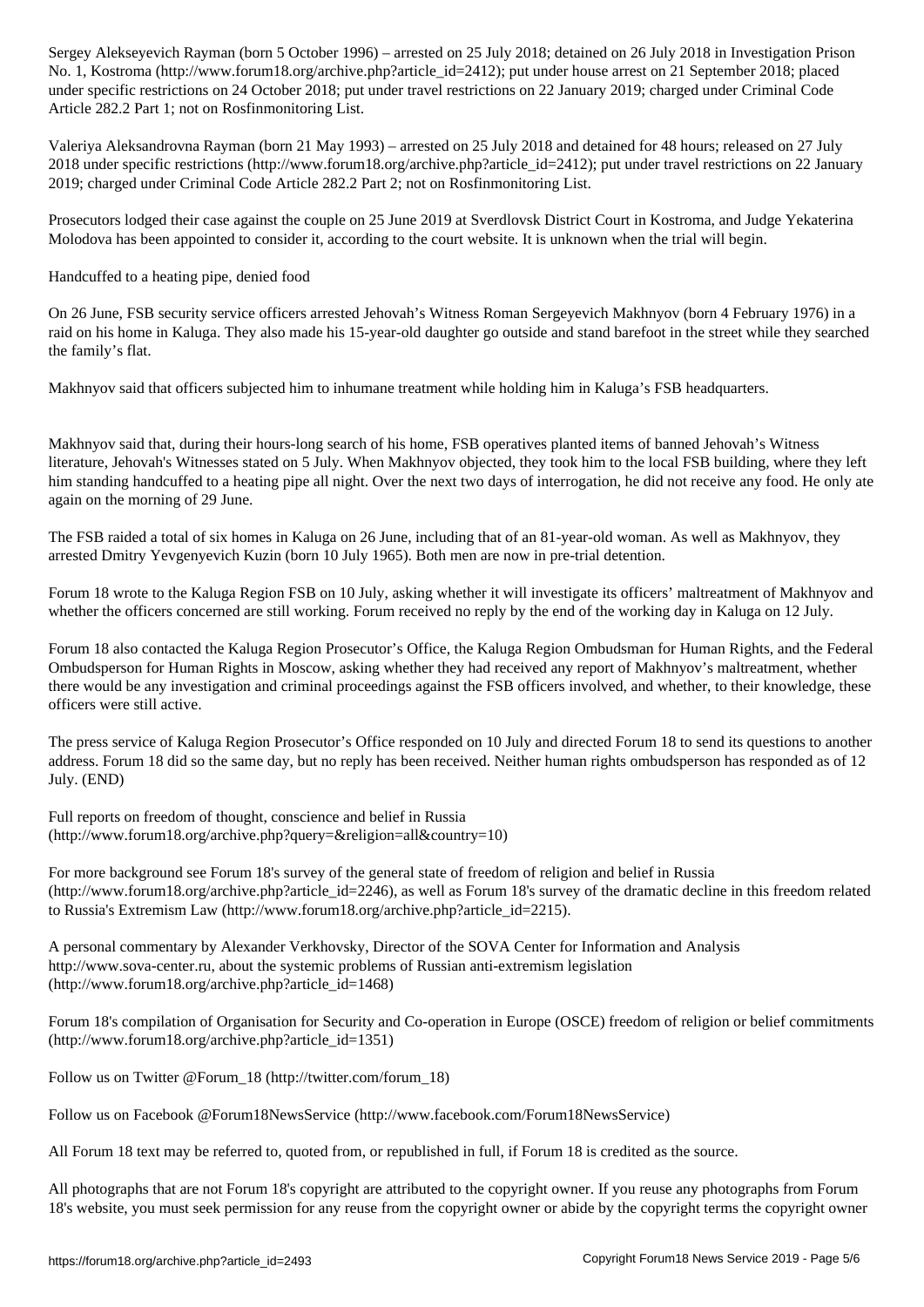Sergey Alekseyevich Rayman (born 5 October 1996) – arrested on 25 July 2018; detained on 26 July 2018 in Investigation Prison No. 1, Kostroma (http://www.forum18.org/archive.php?article_id=2412); put under house arrest on 21 September 2018; placed under specific restrictions on 24 October 2018; put under travel restrictions on 22 January 2019; charged under Criminal Code Article 282.2 Part 1; not on Rosfinmonitoring List.

Valeriya Aleksandrovna Rayman (born 21 May 1993) – arrested on 25 July 2018 and detained for 48 hours; released on 27 July 2018 under specific restrictions (http://www.forum18.org/archive.php?article_id=2412); put under travel restrictions on 22 January 2019; charged under Criminal Code Article 282.2 Part 2; not on Rosfinmonitoring List.

Prosecutors lodged their case against the couple on 25 June 2019 at Sverdlovsk District Court in Kostroma, and Judge Yekaterina Molodova has been appointed to consider it, according to the court website. It is unknown when the trial will begin.

## Handcuffed to a heating pipe, denied food

On 26 June, FSB security service officers arrested Jehovah's Witness Roman Sergeyevich Makhnyov (born 4 February 1976) in a raid on his home in Kaluga. They also made his 15-year-old daughter go outside and stand barefoot in the street while they searched the family's flat.

Makhnyov said that officers subjected him to inhumane treatment while holding him in Kaluga's FSB headquarters.

Makhnyov said that, during their hours-long search of his home, FSB operatives planted items of banned Jehovah's Witness literature, Jehovah's Witnesses stated on 5 July. When Makhnyov objected, they took him to the local FSB building, where they left him standing handcuffed to a heating pipe all night. Over the next two days of interrogation, he did not receive any food. He only ate again on the morning of 29 June.

The FSB raided a total of six homes in Kaluga on 26 June, including that of an 81-year-old woman. As well as Makhnyov, they arrested Dmitry Yevgenyevich Kuzin (born 10 July 1965). Both men are now in pre-trial detention.

Forum 18 wrote to the Kaluga Region FSB on 10 July, asking whether it will investigate its officers' maltreatment of Makhnyov and whether the officers concerned are still working. Forum received no reply by the end of the working day in Kaluga on 12 July.

Forum 18 also contacted the Kaluga Region Prosecutor's Office, the Kaluga Region Ombudsman for Human Rights, and the Federal Ombudsperson for Human Rights in Moscow, asking whether they had received any report of Makhnyov's maltreatment, whether there would be any investigation and criminal proceedings against the FSB officers involved, and whether, to their knowledge, these officers were still active.

The press service of Kaluga Region Prosecutor's Office responded on 10 July and directed Forum 18 to send its questions to another address. Forum 18 did so the same day, but no reply has been received. Neither human rights ombudsperson has responded as of 12 July. (END)

Full reports on freedom of thought, conscience and belief in Russia (http://www.forum18.org/archive.php?query=&religion=all&country=10)

For more background see Forum 18's survey of the general state of freedom of religion and belief in Russia (http://www.forum18.org/archive.php?article_id=2246), as well as Forum 18's survey of the dramatic decline in this freedom related to Russia's Extremism Law (http://www.forum18.org/archive.php?article_id=2215).

A personal commentary by Alexander Verkhovsky, Director of the SOVA Center for Information and Analysis http://www.sova-center.ru, about the systemic problems of Russian anti-extremism legislation (http://www.forum18.org/archive.php?article_id=1468)

Forum 18's compilation of Organisation for Security and Co-operation in Europe (OSCE) freedom of religion or belief commitments (http://www.forum18.org/archive.php?article_id=1351)

Follow us on Twitter @Forum_18 (http://twitter.com/forum_18)

Follow us on Facebook @Forum18NewsService (http://www.facebook.com/Forum18NewsService)

All Forum 18 text may be referred to, quoted from, or republished in full, if Forum 18 is credited as the source.

All photographs that are not Forum 18's copyright are attributed to the copyright owner. If you reuse any photographs from Forum 18's website, you must seek permission for any reuse from the copyright owner or abide by the copyright terms the copyright owner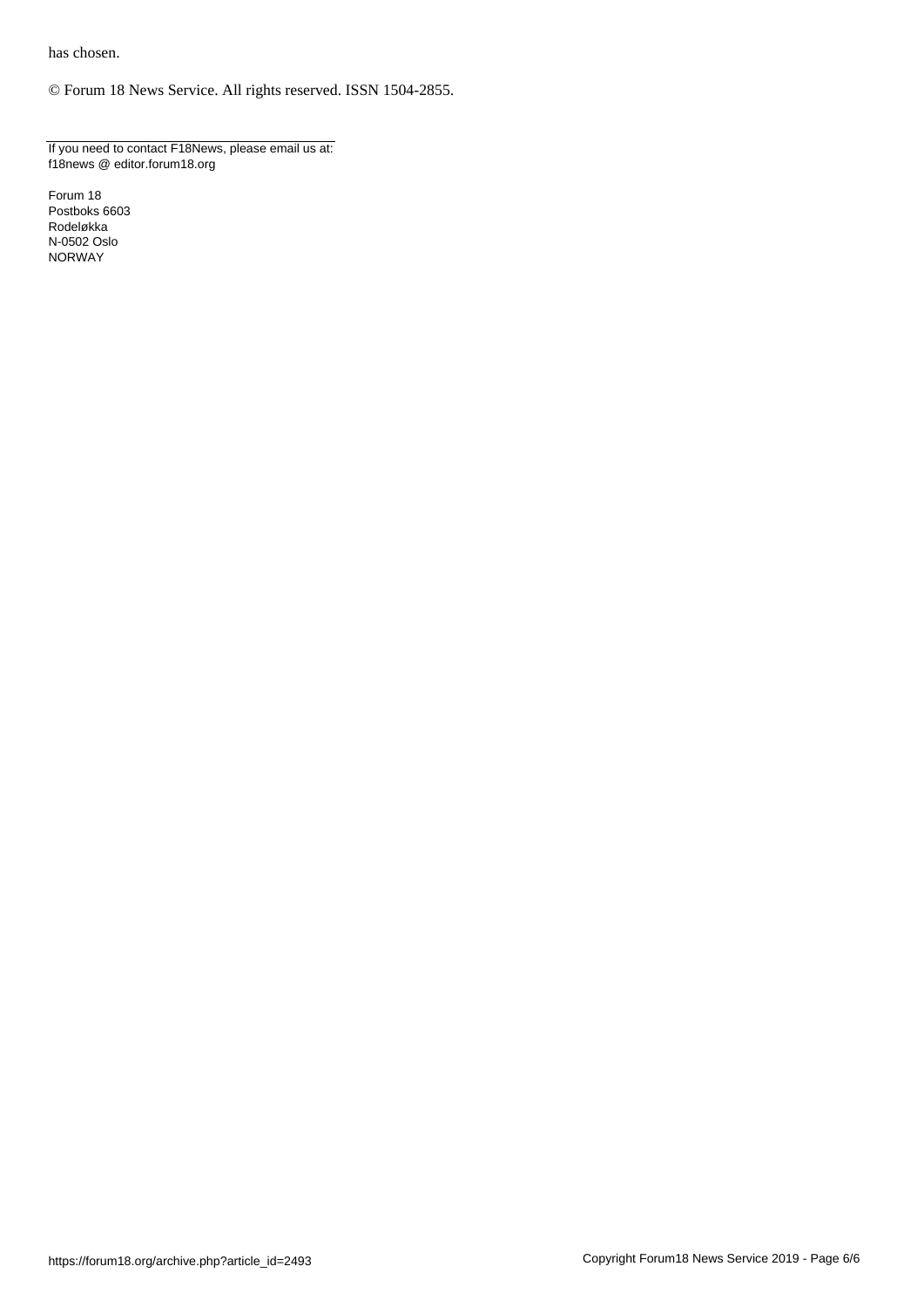has chosen.

© Forum 18 News Service. All rights reserved. ISSN 1504-2855.

---

If you need to contact F18News, please email us at:
f18news @ editor.forum18.org

Forum 18
Postboks 6603
Rodeløkka
N-0502 Oslo
NORWAY